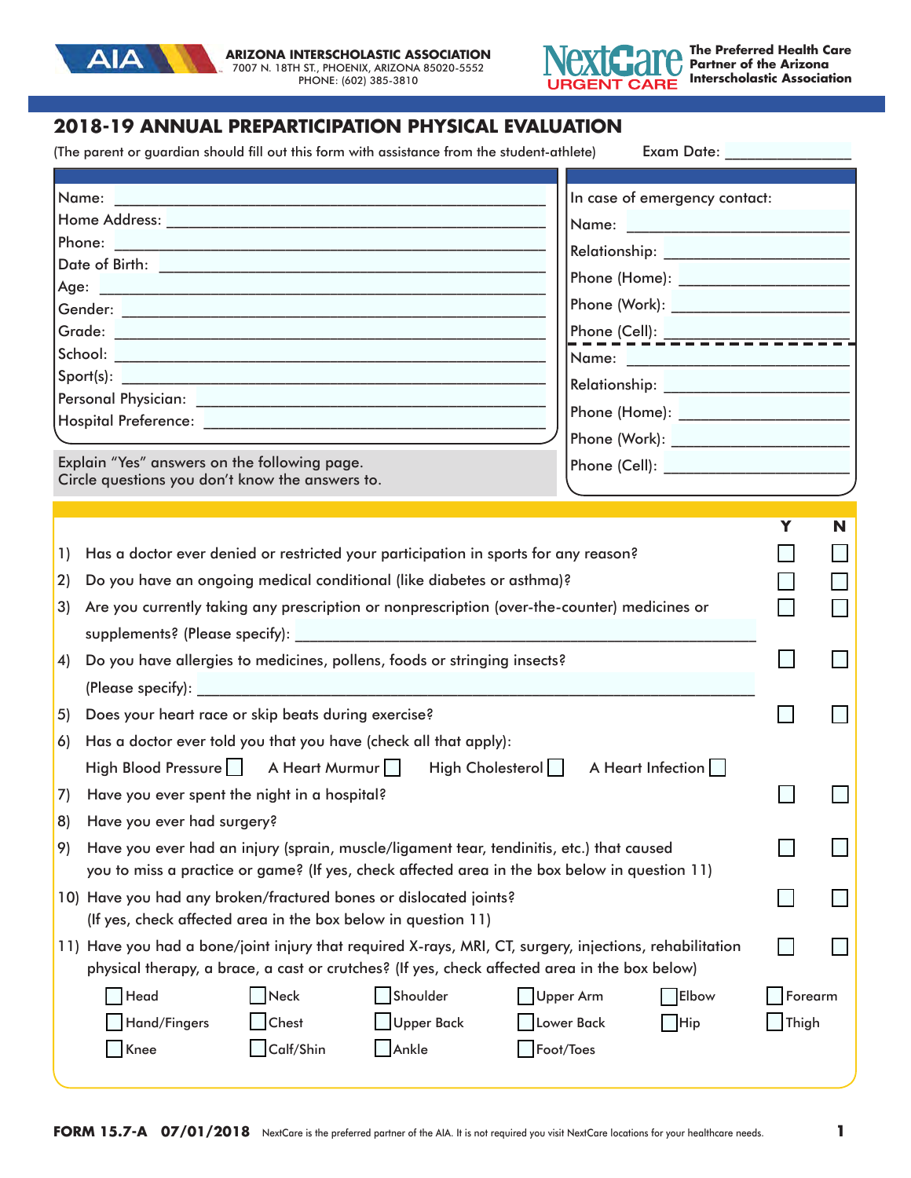**ARIZONA INTERSCHOLASTIC ASSOCIATION**
7007 N. 18TH ST., PHOENIX, ARIZONA 85020-5552
PHONE: (602) 385-3810

NextCare URGENT CARE — **The Preferred Health Care Partner of the Arizona Interscholastic Association**

# 2018-19 ANNUAL PREPARTICIPATION PHYSICAL EVALUATION

(The parent or guardian should fill out this form with assistance from the student-athlete) Exam Date: _______________

Name: _______________
Home Address: _______________
Phone: _______________
Date of Birth: _______________
Age: _______________
Gender: _______________
Grade: _______________
School: _______________
Sport(s): _______________
Personal Physician: _______________
Hospital Preference: _______________

In case of emergency contact:
Name: _______________
Relationship: _______________
Phone (Home): _______________
Phone (Work): _______________
Phone (Cell): _______________

Name: _______________
Relationship: _______________
Phone (Home): _______________
Phone (Work): _______________
Phone (Cell): _______________

Explain "Yes" answers on the following page.
Circle questions you don't know the answers to.

| | | Y | N |
|---|---|---|---|
| 1) | Has a doctor ever denied or restricted your participation in sports for any reason? | ☐ | ☐ |
| 2) | Do you have an ongoing medical conditional (like diabetes or asthma)? | ☐ | ☐ |
| 3) | Are you currently taking any prescription or nonprescription (over-the-counter) medicines or supplements? (Please specify): _______________ | ☐ | ☐ |
| 4) | Do you have allergies to medicines, pollens, foods or stringing insects? (Please specify): _______________ | ☐ | ☐ |
| 5) | Does your heart race or skip beats during exercise? | ☐ | ☐ |
| 6) | Has a doctor ever told you that you have (check all that apply): High Blood Pressure ☐ A Heart Murmur ☐ High Cholesterol ☐ A Heart Infection ☐ | | |
| 7) | Have you ever spent the night in a hospital? | ☐ | ☐ |
| 8) | Have you ever had surgery? | | |
| 9) | Have you ever had an injury (sprain, muscle/ligament tear, tendinitis, etc.) that caused you to miss a practice or game? (If yes, check affected area in the box below in question 11) | ☐ | ☐ |
| 10) | Have you had any broken/fractured bones or dislocated joints? (If yes, check affected area in the box below in question 11) | ☐ | ☐ |
| 11) | Have you had a bone/joint injury that required X-rays, MRI, CT, surgery, injections, rehabilitation physical therapy, a brace, a cast or crutches? (If yes, check affected area in the box below) | ☐ | ☐ |

| | | | | | |
|---|---|---|---|---|---|
| ☐ Head | ☐ Neck | ☐ Shoulder | ☐ Upper Arm | ☐ Elbow | ☐ Forearm |
| ☐ Hand/Fingers | ☐ Chest | ☐ Upper Back | ☐ Lower Back | ☐ Hip | ☐ Thigh |
| ☐ Knee | ☐ Calf/Shin | ☐ Ankle | ☐ Foot/Toes | | |

**FORM 15.7-A 07/01/2018** NextCare is the preferred partner of the AIA. It is not required you visit NextCare locations for your healthcare needs.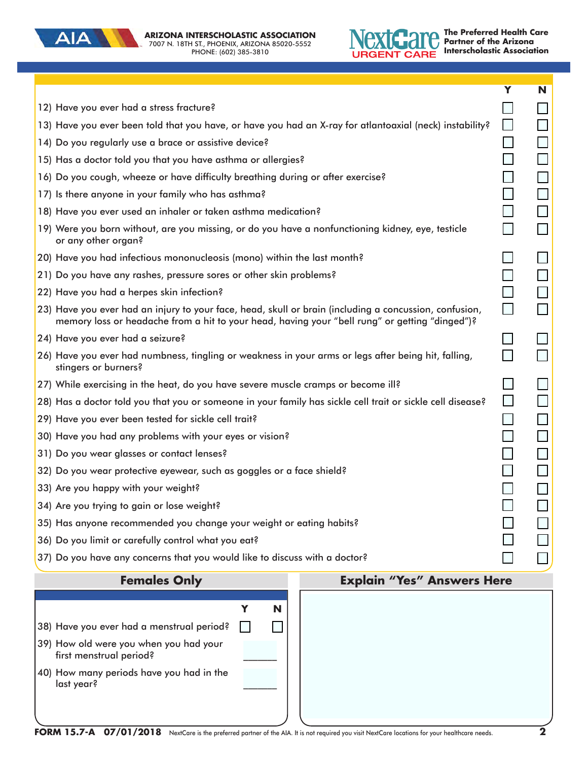**ARIZONA INTERSCHOLASTIC ASSOCIATION**
7007 N. 18TH ST., PHOENIX, ARIZONA 85020-5552
PHONE: (602) 385-3810

**The Preferred Health Care Partner of the Arizona Interscholastic Association**

| | Y | N |
|---|---|---|
| 12) Have you ever had a stress fracture? | ☐ | ☐ |
| 13) Have you ever been told that you have, or have you had an X-ray for atlantoaxial (neck) instability? | ☐ | ☐ |
| 14) Do you regularly use a brace or assistive device? | ☐ | ☐ |
| 15) Has a doctor told you that you have asthma or allergies? | ☐ | ☐ |
| 16) Do you cough, wheeze or have difficulty breathing during or after exercise? | ☐ | ☐ |
| 17) Is there anyone in your family who has asthma? | ☐ | ☐ |
| 18) Have you ever used an inhaler or taken asthma medication? | ☐ | ☐ |
| 19) Were you born without, are you missing, or do you have a nonfunctioning kidney, eye, testicle or any other organ? | ☐ | ☐ |
| 20) Have you had infectious mononucleosis (mono) within the last month? | ☐ | ☐ |
| 21) Do you have any rashes, pressure sores or other skin problems? | ☐ | ☐ |
| 22) Have you had a herpes skin infection? | ☐ | ☐ |
| 23) Have you ever had an injury to your face, head, skull or brain (including a concussion, confusion, memory loss or headache from a hit to your head, having your "bell rung" or getting "dinged")? | ☐ | ☐ |
| 24) Have you ever had a seizure? | ☐ | ☐ |
| 26) Have you ever had numbness, tingling or weakness in your arms or legs after being hit, falling, stingers or burners? | ☐ | ☐ |
| 27) While exercising in the heat, do you have severe muscle cramps or become ill? | ☐ | ☐ |
| 28) Has a doctor told you that you or someone in your family has sickle cell trait or sickle cell disease? | ☐ | ☐ |
| 29) Have you ever been tested for sickle cell trait? | ☐ | ☐ |
| 30) Have you had any problems with your eyes or vision? | ☐ | ☐ |
| 31) Do you wear glasses or contact lenses? | ☐ | ☐ |
| 32) Do you wear protective eyewear, such as goggles or a face shield? | ☐ | ☐ |
| 33) Are you happy with your weight? | ☐ | ☐ |
| 34) Are you trying to gain or lose weight? | ☐ | ☐ |
| 35) Has anyone recommended you change your weight or eating habits? | ☐ | ☐ |
| 36) Do you limit or carefully control what you eat? | ☐ | ☐ |
| 37) Do you have any concerns that you would like to discuss with a doctor? | ☐ | ☐ |

## Females Only

| | Y | N |
|---|---|---|
| 38) Have you ever had a menstrual period? | ☐ | ☐ |
| 39) How old were you when you had your first menstrual period? | ______ | |
| 40) How many periods have you had in the last year? | ______ | |

## Explain "Yes" Answers Here

**FORM 15.7-A 07/01/2018** NextCare is the preferred partner of the AIA. It is not required you visit NextCare locations for your healthcare needs.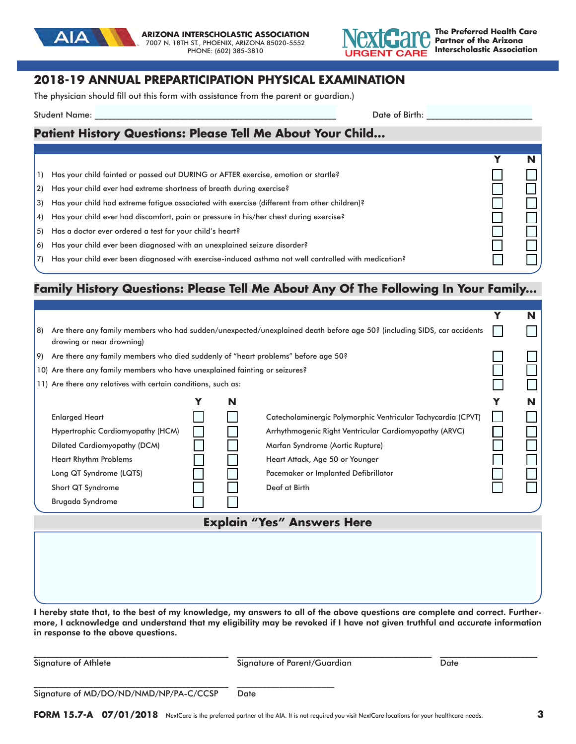ARIZONA INTERSCHOLASTIC ASSOCIATION
7007 N. 18TH ST., PHOENIX, ARIZONA 85020-5552
PHONE: (602) 385-3810

The Preferred Health Care Partner of the Arizona Interscholastic Association

# 2018-19 ANNUAL PREPARTICIPATION PHYSICAL EXAMINATION

The physician should fill out this form with assistance from the parent or guardian.)

Student Name: ______________________________ Date of Birth: ______________

## Patient History Questions: Please Tell Me About Your Child...

| | | Y | N |
|---|---|---|---|
| 1) | Has your child fainted or passed out DURING or AFTER exercise, emotion or startle? | ☐ | ☐ |
| 2) | Has your child ever had extreme shortness of breath during exercise? | ☐ | ☐ |
| 3) | Has your child had extreme fatigue associated with exercise (different from other children)? | ☐ | ☐ |
| 4) | Has your child ever had discomfort, pain or pressure in his/her chest during exercise? | ☐ | ☐ |
| 5) | Has a doctor ever ordered a test for your child's heart? | ☐ | ☐ |
| 6) | Has your child ever been diagnosed with an unexplained seizure disorder? | ☐ | ☐ |
| 7) | Has your child ever been diagnosed with exercise-induced asthma not well controlled with medication? | ☐ | ☐ |

## Family History Questions: Please Tell Me About Any Of The Following In Your Family...

| | | Y | N |
|---|---|---|---|
| 8) | Are there any family members who had sudden/unexpected/unexplained death before age 50? (including SIDS, car accidents drowing or near drowning) | ☐ | ☐ |
| 9) | Are there any family members who died suddenly of "heart problems" before age 50? | ☐ | ☐ |
| 10) | Are there any family members who have unexplained fainting or seizures? | ☐ | ☐ |
| 11) | Are there any relatives with certain conditions, such as: | ☐ | ☐ |

| | Y | N | | Y | N |
|---|---|---|---|---|---|
| Enlarged Heart | ☐ | ☐ | Catecholaminergic Polymorphic Ventricular Tachycardia (CPVT) | ☐ | ☐ |
| Hypertrophic Cardiomyopathy (HCM) | ☐ | ☐ | Arrhythmogenic Right Ventricular Cardiomyopathy (ARVC) | ☐ | ☐ |
| Dilated Cardiomyopathy (DCM) | ☐ | ☐ | Marfan Syndrome (Aortic Rupture) | ☐ | ☐ |
| Heart Rhythm Problems | ☐ | ☐ | Heart Attack, Age 50 or Younger | ☐ | ☐ |
| Long QT Syndrome (LQTS) | ☐ | ☐ | Pacemaker or Implanted Defibrillator | ☐ | ☐ |
| Short QT Syndrome | ☐ | ☐ | Deaf at Birth | ☐ | ☐ |
| Brugada Syndrome | ☐ | ☐ | | | |

## Explain "Yes" Answers Here

**I hereby state that, to the best of my knowledge, my answers to all of the above questions are complete and correct. Furthermore, I acknowledge and understand that my eligibility may be revoked if I have not given truthful and accurate information in response to the above questions.**

______________________ ______________________ ______________
Signature of Athlete Signature of Parent/Guardian Date

______________________ ______________
Signature of MD/DO/ND/NMD/NP/PA-C/CCSP Date

**FORM 15.7-A 07/01/2018** NextCare is the preferred partner of the AIA. It is not required you visit NextCare locations for your healthcare needs.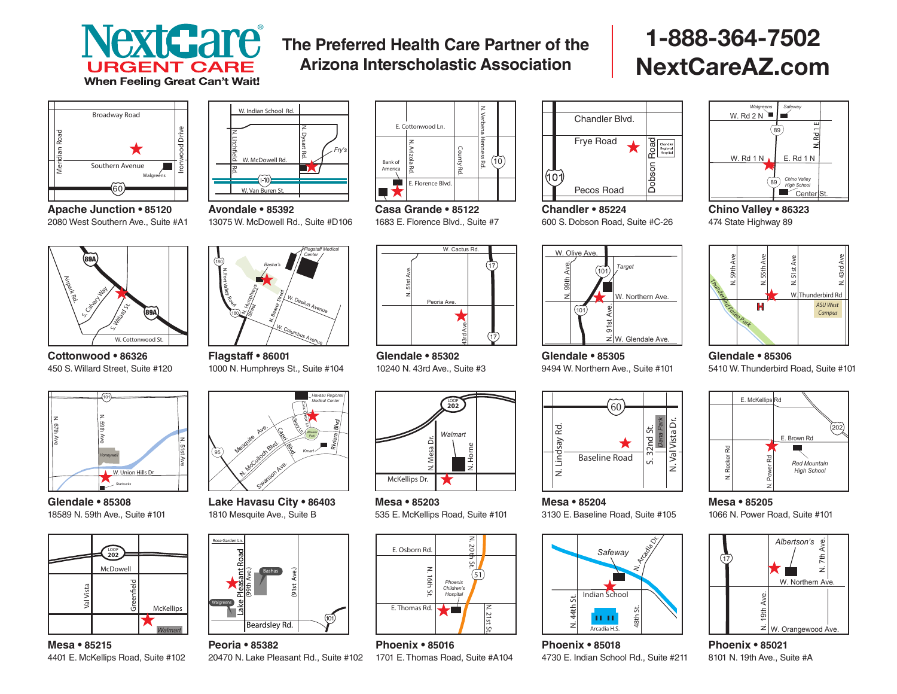**NextCare URGENT CARE**

When Feeling Great Can't Wait!

**The Preferred Health Care Partner of the Arizona Interscholastic Association**

**1-888-364-7502**

**NextCareAZ.com**

**Apache Junction • 85120**
2080 West Southern Ave., Suite #A1

**Avondale • 85392**
13075 W. McDowell Rd., Suite #D106

**Casa Grande • 85122**
1683 E. Florence Blvd., Suite #7

**Chandler • 85224**
600 S. Dobson Road, Suite #C-26

**Chino Valley • 86323**
474 State Highway 89

**Cottonwood • 86326**
450 S. Willard Street, Suite #120

**Flagstaff • 86001**
1000 N. Humphreys St., Suite #104

**Glendale • 85302**
10240 N. 43rd Ave., Suite #3

**Glendale • 85305**
9494 W. Northern Ave., Suite #101

**Glendale • 85306**
5410 W. Thunderbird Road, Suite #101

**Glendale • 85308**
18589 N. 59th Ave., Suite #101

**Lake Havasu City • 86403**
1810 Mesquite Ave., Suite B

**Mesa • 85203**
535 E. McKellips Road, Suite #101

**Mesa • 85204**
3130 E. Baseline Road, Suite #105

**Mesa • 85205**
1066 N. Power Road, Suite #101

**Mesa • 85215**
4401 E. McKellips Road, Suite #102

**Peoria • 85382**
20470 N. Lake Pleasant Rd., Suite #102

**Phoenix • 85016**
1701 E. Thomas Road, Suite #A104

**Phoenix • 85018**
4730 E. Indian School Rd., Suite #211

**Phoenix • 85021**
8101 N. 19th Ave., Suite #A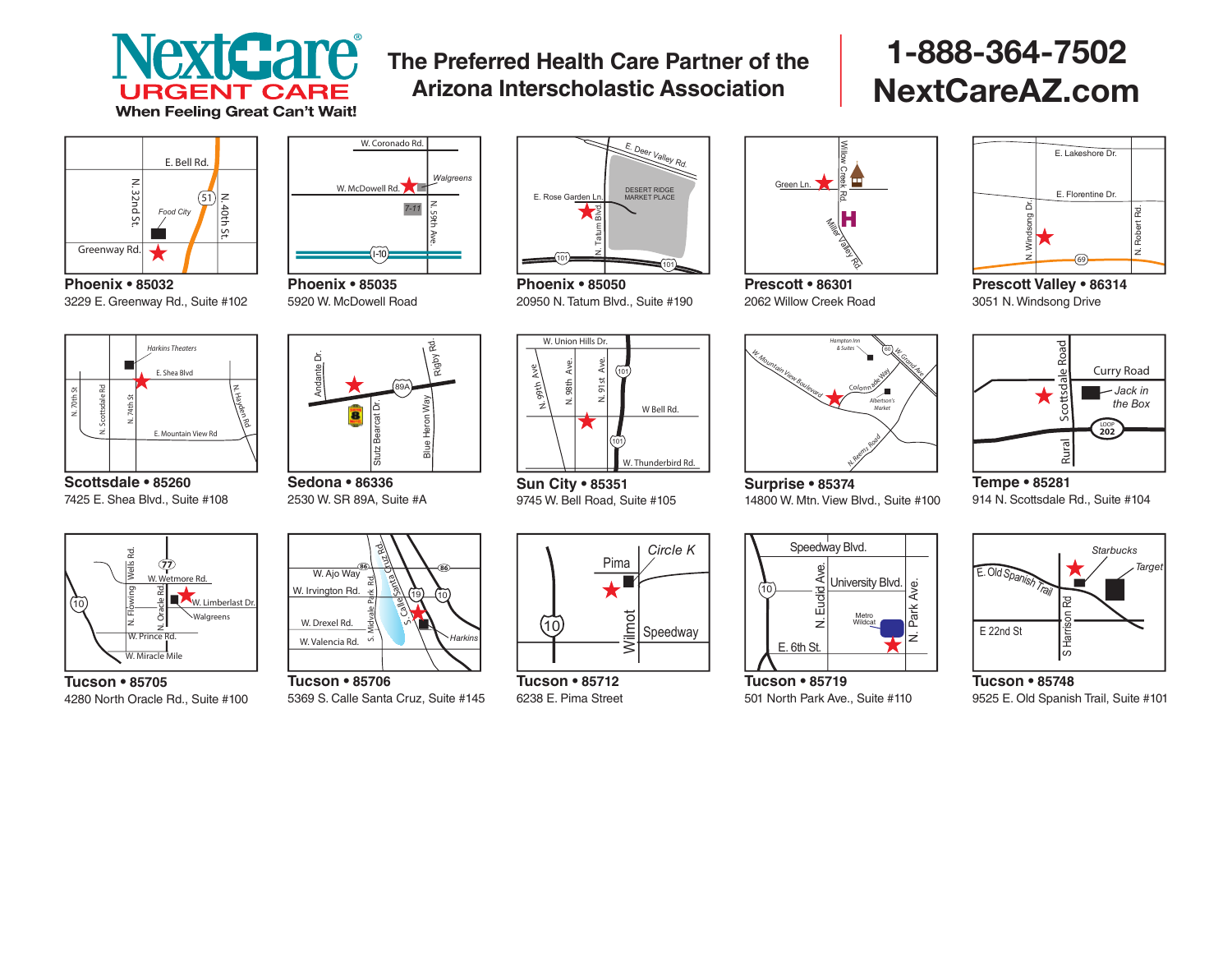**NextCare URGENT CARE**
When Feeling Great Can't Wait!

**The Preferred Health Care Partner of the Arizona Interscholastic Association**

**1-888-364-7502**
**NextCareAZ.com**

**Phoenix • 85032**
3229 E. Greenway Rd., Suite #102

**Phoenix • 85035**
5920 W. McDowell Road

**Phoenix • 85050**
20950 N. Tatum Blvd., Suite #190

**Prescott • 86301**
2062 Willow Creek Road

**Prescott Valley • 86314**
3051 N. Windsong Drive

**Scottsdale • 85260**
7425 E. Shea Blvd., Suite #108

**Sedona • 86336**
2530 W. SR 89A, Suite #A

**Sun City • 85351**
9745 W. Bell Road, Suite #105

**Surprise • 85374**
14800 W. Mtn. View Blvd., Suite #100

**Tempe • 85281**
914 N. Scottsdale Rd., Suite #104

**Tucson • 85705**
4280 North Oracle Rd., Suite #100

**Tucson • 85706**
5369 S. Calle Santa Cruz, Suite #145

**Tucson • 85712**
6238 E. Pima Street

**Tucson • 85719**
501 North Park Ave., Suite #110

**Tucson • 85748**
9525 E. Old Spanish Trail, Suite #101